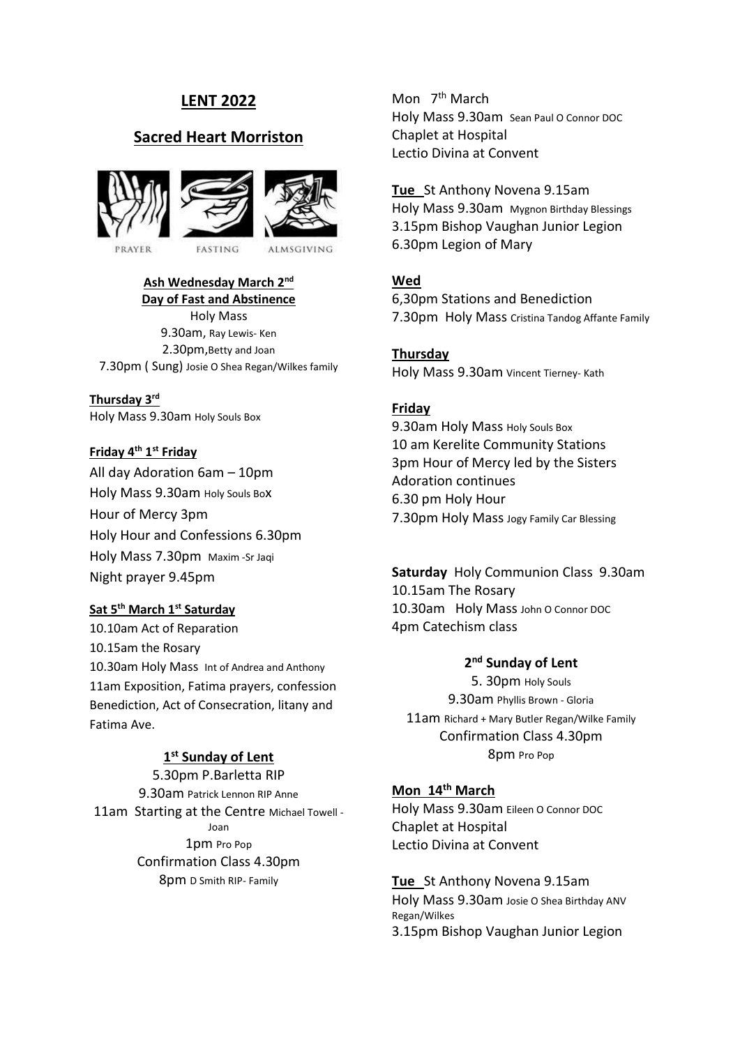# LENT 2022

## Sacred Heart Morriston

PRAYER FASTING ALMSGIVING

**Ash Wednesday March 2nd**
**Day of Fast and Abstinence**

Holy Mass
9.30am, Ray Lewis- Ken
2.30pm,Betty and Joan
7.30pm ( Sung) Josie O Shea Regan/Wilkes family

**Thursday 3rd**

Holy Mass 9.30am Holy Souls Box

**Friday 4th 1st Friday**

All day Adoration 6am – 10pm
Holy Mass 9.30am Holy Souls Box
Hour of Mercy 3pm
Holy Hour and Confessions 6.30pm
Holy Mass 7.30pm Maxim -Sr Jaqi
Night prayer 9.45pm

**Sat 5th March 1st Saturday**

10.10am Act of Reparation
10.15am the Rosary
10.30am Holy Mass Int of Andrea and Anthony
11am Exposition, Fatima prayers, confession Benediction, Act of Consecration, litany and Fatima Ave.

**1st Sunday of Lent**

5.30pm P.Barletta RIP
9.30am Patrick Lennon RIP Anne
11am Starting at the Centre Michael Towell - Joan
1pm Pro Pop
Confirmation Class 4.30pm
8pm D Smith RIP- Family

Mon 7th March
Holy Mass 9.30am Sean Paul O Connor DOC
Chaplet at Hospital
Lectio Divina at Convent

**Tue** St Anthony Novena 9.15am
Holy Mass 9.30am Mygnon Birthday Blessings
3.15pm Bishop Vaughan Junior Legion
6.30pm Legion of Mary

**Wed**

6,30pm Stations and Benediction
7.30pm Holy Mass Cristina Tandog Affante Family

**Thursday**

Holy Mass 9.30am Vincent Tierney- Kath

**Friday**

9.30am Holy Mass Holy Souls Box
10 am Kerelite Community Stations
3pm Hour of Mercy led by the Sisters
Adoration continues
6.30 pm Holy Hour
7.30pm Holy Mass Jogy Family Car Blessing

**Saturday** Holy Communion Class 9.30am
10.15am The Rosary
10.30am Holy Mass John O Connor DOC
4pm Catechism class

**2nd Sunday of Lent**

5. 30pm Holy Souls
9.30am Phyllis Brown - Gloria
11am Richard + Mary Butler Regan/Wilke Family
Confirmation Class 4.30pm
8pm Pro Pop

**Mon 14th March**

Holy Mass 9.30am Eileen O Connor DOC
Chaplet at Hospital
Lectio Divina at Convent

**Tue** St Anthony Novena 9.15am
Holy Mass 9.30am Josie O Shea Birthday ANV Regan/Wilkes
3.15pm Bishop Vaughan Junior Legion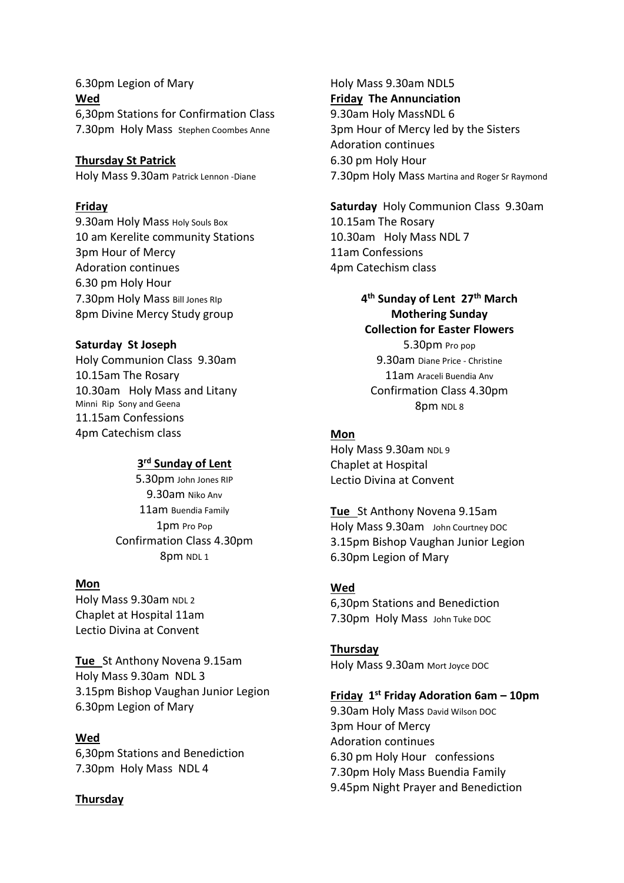6.30pm Legion of Mary

**Wed**

6,30pm Stations for Confirmation Class

7.30pm Holy Mass Stephen Coombes Anne

**Thursday St Patrick**

Holy Mass 9.30am Patrick Lennon -Diane

**Friday**

9.30am Holy Mass Holy Souls Box

10 am Kerelite community Stations

3pm Hour of Mercy

Adoration continues

6.30 pm Holy Hour

7.30pm Holy Mass Bill Jones RIp

8pm Divine Mercy Study group

**Saturday St Joseph**

Holy Communion Class 9.30am

10.15am The Rosary

10.30am Holy Mass and Litany

Minni Rip Sony and Geena

11.15am Confessions

4pm Catechism class

**3rd Sunday of Lent**

5.30pm John Jones RIP

9.30am Niko Anv

11am Buendia Family

1pm Pro Pop

Confirmation Class 4.30pm

8pm NDL 1

**Mon**

Holy Mass 9.30am NDL 2

Chaplet at Hospital 11am

Lectio Divina at Convent

**Tue** St Anthony Novena 9.15am

Holy Mass 9.30am NDL 3

3.15pm Bishop Vaughan Junior Legion

6.30pm Legion of Mary

**Wed**

6,30pm Stations and Benediction

7.30pm Holy Mass NDL 4

**Thursday**

Holy Mass 9.30am NDL5

**Friday The Annunciation**

9.30am Holy MassNDL 6

3pm Hour of Mercy led by the Sisters

Adoration continues

6.30 pm Holy Hour

7.30pm Holy Mass Martina and Roger Sr Raymond

**Saturday** Holy Communion Class 9.30am

10.15am The Rosary

10.30am Holy Mass NDL 7

11am Confessions

4pm Catechism class

**4th Sunday of Lent 27th March**
**Mothering Sunday**
**Collection for Easter Flowers**

5.30pm Pro pop

9.30am Diane Price - Christine

11am Araceli Buendia Anv

Confirmation Class 4.30pm

8pm NDL 8

**Mon**

Holy Mass 9.30am NDL 9

Chaplet at Hospital

Lectio Divina at Convent

**Tue** St Anthony Novena 9.15am

Holy Mass 9.30am John Courtney DOC

3.15pm Bishop Vaughan Junior Legion

6.30pm Legion of Mary

**Wed**

6,30pm Stations and Benediction

7.30pm Holy Mass John Tuke DOC

**Thursday**

Holy Mass 9.30am Mort Joyce DOC

**Friday 1st Friday Adoration 6am – 10pm**

9.30am Holy Mass David Wilson DOC

3pm Hour of Mercy

Adoration continues

6.30 pm Holy Hour confessions

7.30pm Holy Mass Buendia Family

9.45pm Night Prayer and Benediction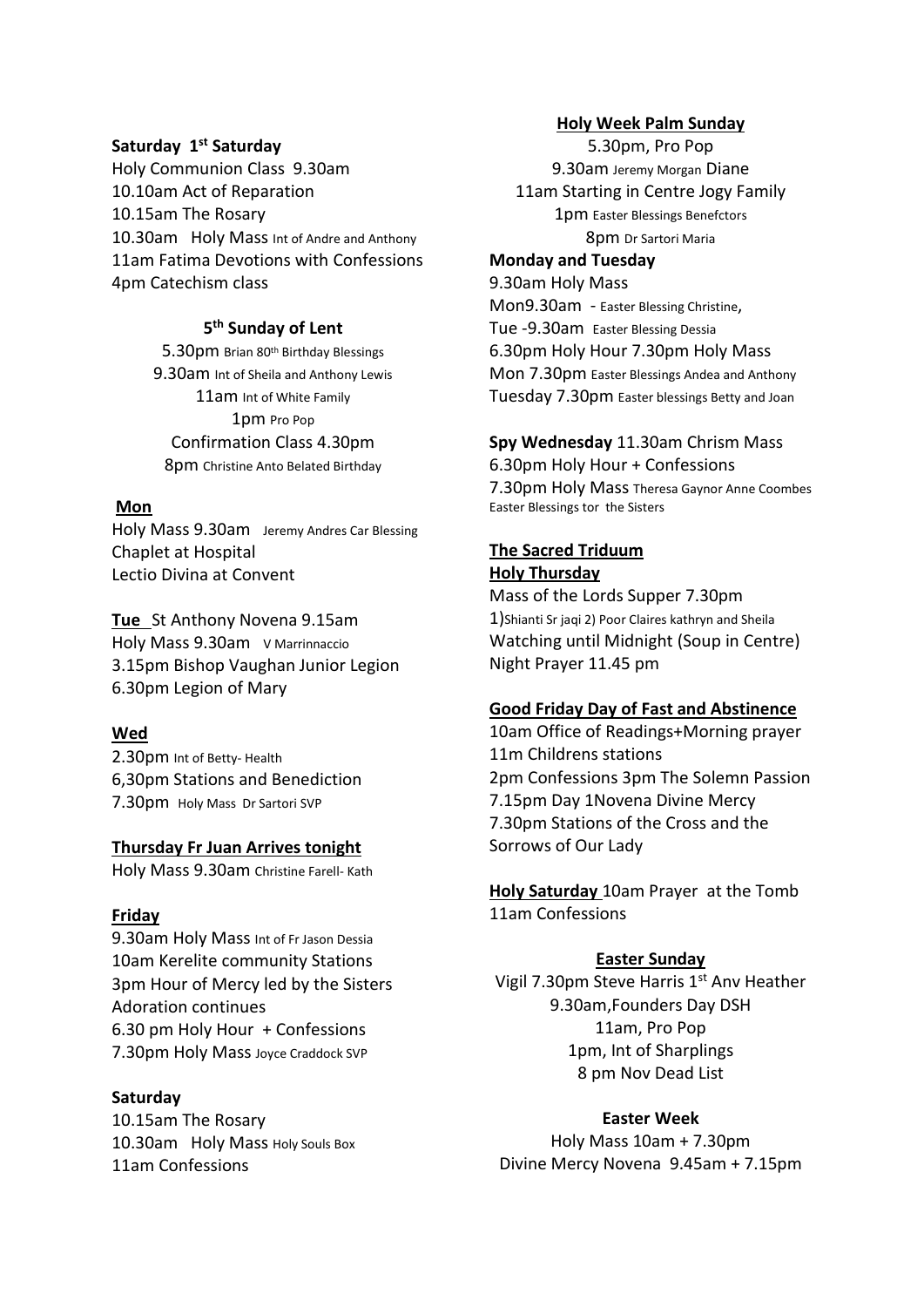**Saturday 1st Saturday**
Holy Communion Class 9.30am
10.10am Act of Reparation
10.15am The Rosary
10.30am Holy Mass Int of Andre and Anthony
11am Fatima Devotions with Confessions
4pm Catechism class

**5th Sunday of Lent**

5.30pm Brian 80th Birthday Blessings
9.30am Int of Sheila and Anthony Lewis
11am Int of White Family
1pm Pro Pop
Confirmation Class 4.30pm
8pm Christine Anto Belated Birthday

**Mon**
Holy Mass 9.30am Jeremy Andres Car Blessing
Chaplet at Hospital
Lectio Divina at Convent

**Tue** St Anthony Novena 9.15am
Holy Mass 9.30am V Marrinnaccio
3.15pm Bishop Vaughan Junior Legion
6.30pm Legion of Mary

**Wed**
2.30pm Int of Betty- Health
6,30pm Stations and Benediction
7.30pm Holy Mass Dr Sartori SVP

**Thursday Fr Juan Arrives tonight**
Holy Mass 9.30am Christine Farell- Kath

**Friday**
9.30am Holy Mass Int of Fr Jason Dessia
10am Kerelite community Stations
3pm Hour of Mercy led by the Sisters
Adoration continues
6.30 pm Holy Hour + Confessions
7.30pm Holy Mass Joyce Craddock SVP

**Saturday**
10.15am The Rosary
10.30am Holy Mass Holy Souls Box
11am Confessions

**Holy Week Palm Sunday**

5.30pm, Pro Pop
9.30am Jeremy Morgan Diane
11am Starting in Centre Jogy Family
1pm Easter Blessings Benefctors
8pm Dr Sartori Maria

**Monday and Tuesday**
9.30am Holy Mass
Mon9.30am - Easter Blessing Christine,
Tue -9.30am Easter Blessing Dessia
6.30pm Holy Hour 7.30pm Holy Mass
Mon 7.30pm Easter Blessings Andea and Anthony
Tuesday 7.30pm Easter blessings Betty and Joan

**Spy Wednesday** 11.30am Chrism Mass
6.30pm Holy Hour + Confessions
7.30pm Holy Mass Theresa Gaynor Anne Coombes
Easter Blessings tor the Sisters

**The Sacred Triduum**

**Holy Thursday**
Mass of the Lords Supper 7.30pm
1)Shianti Sr jaqi 2) Poor Claires kathryn and Sheila
Watching until Midnight (Soup in Centre)
Night Prayer 11.45 pm

**Good Friday Day of Fast and Abstinence**
10am Office of Readings+Morning prayer
11m Childrens stations
2pm Confessions 3pm The Solemn Passion
7.15pm Day 1Novena Divine Mercy
7.30pm Stations of the Cross and the
Sorrows of Our Lady

**Holy Saturday** 10am Prayer at the Tomb
11am Confessions

**Easter Sunday**

Vigil 7.30pm Steve Harris 1st Anv Heather
9.30am,Founders Day DSH
11am, Pro Pop
1pm, Int of Sharplings
8 pm Nov Dead List

**Easter Week**

Holy Mass 10am + 7.30pm
Divine Mercy Novena 9.45am + 7.15pm